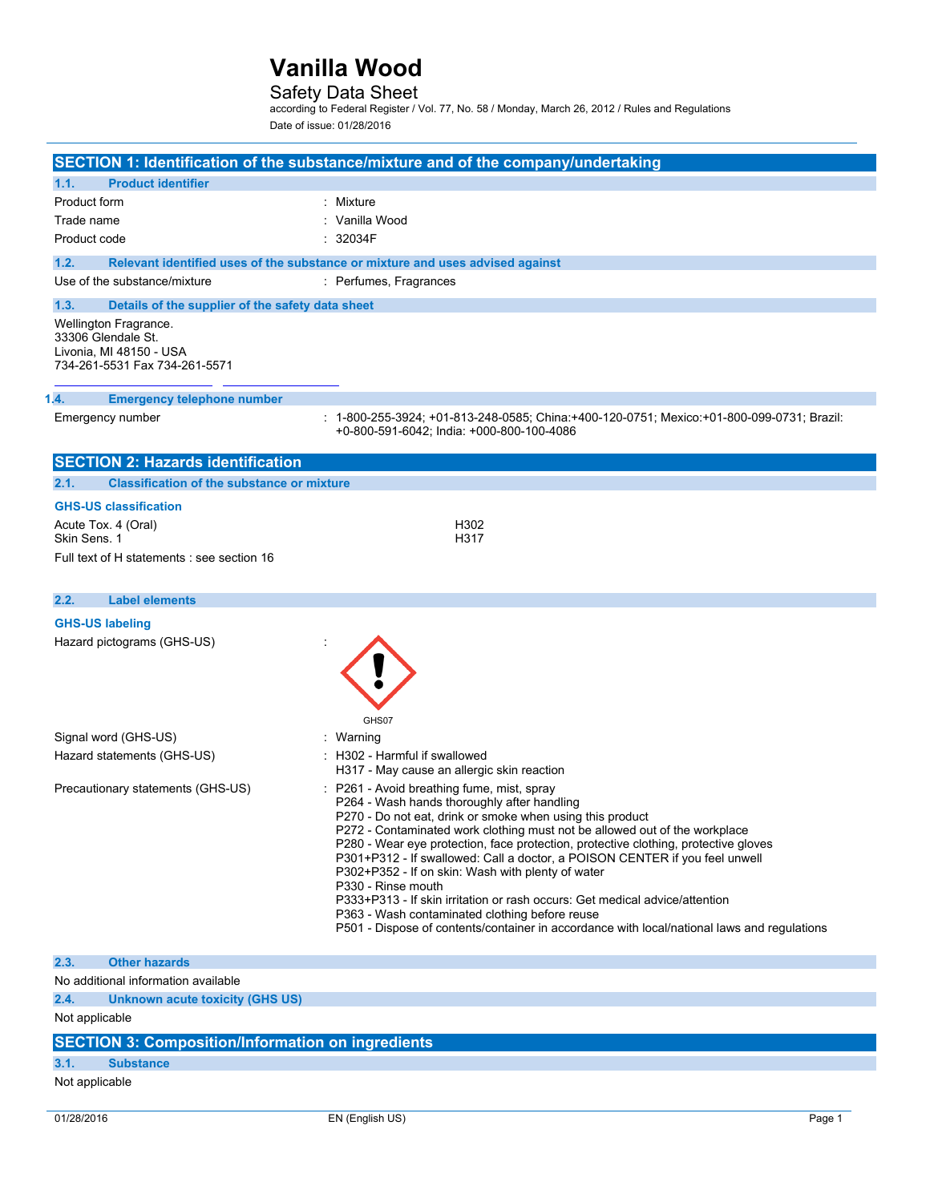# Vanilla Wood

Safety Data Sheet

according to Federal Register / Vol. 77, No. 58 / Monday, March 26, 2012 / Rules and Regulations

Date of issue: 01/28/2016

## SECTION 1: Identification of the substance/mixture and of the company/undertaking

### 1.1. Product identifier

| | |
|---|---|
| Product form | : Mixture |
| Trade name | : Vanilla Wood |
| Product code | : 32034F |

### 1.2. Relevant identified uses of the substance or mixture and uses advised against

| | |
|---|---|
| Use of the substance/mixture | : Perfumes, Fragrances |

### 1.3. Details of the supplier of the safety data sheet

Wellington Fragrance.
33306 Glendale St.
Livonia, MI 48150 - USA
734-261-5531 Fax 734-261-5571

### 1.4. Emergency telephone number

| | |
|---|---|
| Emergency number | : 1-800-255-3924; +01-813-248-0585; China:+400-120-0751; Mexico:+01-800-099-0731; Brazil: +0-800-591-6042; India: +000-800-100-4086 |

## SECTION 2: Hazards identification

### 2.1. Classification of the substance or mixture

**GHS-US classification**

| | |
|---|---|
| Acute Tox. 4 (Oral) | H302 |
| Skin Sens. 1 | H317 |

Full text of H statements : see section 16

### 2.2. Label elements

**GHS-US labeling**

Hazard pictograms (GHS-US) :

GHS07

Signal word (GHS-US) : Warning

Hazard statements (GHS-US) :
- H302 - Harmful if swallowed
- H317 - May cause an allergic skin reaction

Precautionary statements (GHS-US) :
- P261 - Avoid breathing fume, mist, spray
- P264 - Wash hands thoroughly after handling
- P270 - Do not eat, drink or smoke when using this product
- P272 - Contaminated work clothing must not be allowed out of the workplace
- P280 - Wear eye protection, face protection, protective clothing, protective gloves
- P301+P312 - If swallowed: Call a doctor, a POISON CENTER if you feel unwell
- P302+P352 - If on skin: Wash with plenty of water
- P330 - Rinse mouth
- P333+P313 - If skin irritation or rash occurs: Get medical advice/attention
- P363 - Wash contaminated clothing before reuse
- P501 - Dispose of contents/container in accordance with local/national laws and regulations

### 2.3. Other hazards

No additional information available

### 2.4. Unknown acute toxicity (GHS US)

Not applicable

## SECTION 3: Composition/Information on ingredients

### 3.1. Substance

Not applicable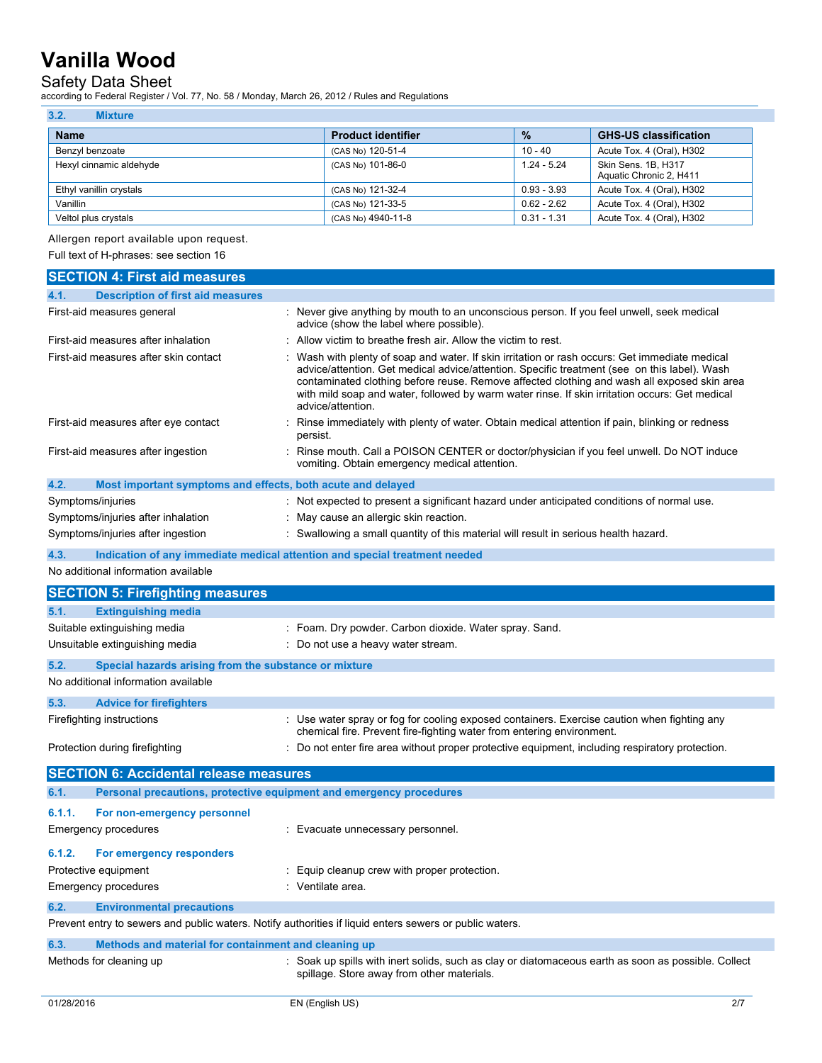### 3.2. Mixture

| Name | Product identifier | % | GHS-US classification |
|---|---|---|---|
| Benzyl benzoate | (CAS No) 120-51-4 | 10 - 40 | Acute Tox. 4 (Oral), H302 |
| Hexyl cinnamic aldehyde | (CAS No) 101-86-0 | 1.24 - 5.24 | Skin Sens. 1B, H317<br>Aquatic Chronic 2, H411 |
| Ethyl vanillin crystals | (CAS No) 121-32-4 | 0.93 - 3.93 | Acute Tox. 4 (Oral), H302 |
| Vanillin | (CAS No) 121-33-5 | 0.62 - 2.62 | Acute Tox. 4 (Oral), H302 |
| Veltol plus crystals | (CAS No) 4940-11-8 | 0.31 - 1.31 | Acute Tox. 4 (Oral), H302 |

Allergen report available upon request.

Full text of H-phrases: see section 16

## SECTION 4: First aid measures

### 4.1. Description of first aid measures

First-aid measures general : Never give anything by mouth to an unconscious person. If you feel unwell, seek medical advice (show the label where possible).

First-aid measures after inhalation : Allow victim to breathe fresh air. Allow the victim to rest.

First-aid measures after skin contact : Wash with plenty of soap and water. If skin irritation or rash occurs: Get immediate medical advice/attention. Get medical advice/attention. Specific treatment (see on this label). Wash contaminated clothing before reuse. Remove affected clothing and wash all exposed skin area with mild soap and water, followed by warm water rinse. If skin irritation occurs: Get medical advice/attention.

First-aid measures after eye contact : Rinse immediately with plenty of water. Obtain medical attention if pain, blinking or redness persist.

First-aid measures after ingestion : Rinse mouth. Call a POISON CENTER or doctor/physician if you feel unwell. Do NOT induce vomiting. Obtain emergency medical attention.

### 4.2. Most important symptoms and effects, both acute and delayed

Symptoms/injuries : Not expected to present a significant hazard under anticipated conditions of normal use.

Symptoms/injuries after inhalation : May cause an allergic skin reaction.

Symptoms/injuries after ingestion : Swallowing a small quantity of this material will result in serious health hazard.

### 4.3. Indication of any immediate medical attention and special treatment needed

No additional information available

## SECTION 5: Firefighting measures

### 5.1. Extinguishing media

Suitable extinguishing media : Foam. Dry powder. Carbon dioxide. Water spray. Sand.

Unsuitable extinguishing media : Do not use a heavy water stream.

### 5.2. Special hazards arising from the substance or mixture

No additional information available

### 5.3. Advice for firefighters

Firefighting instructions : Use water spray or fog for cooling exposed containers. Exercise caution when fighting any chemical fire. Prevent fire-fighting water from entering environment.

Protection during firefighting : Do not enter fire area without proper protective equipment, including respiratory protection.

## SECTION 6: Accidental release measures

### 6.1. Personal precautions, protective equipment and emergency procedures

#### 6.1.1. For non-emergency personnel

Emergency procedures : Evacuate unnecessary personnel.

#### 6.1.2. For emergency responders

Protective equipment : Equip cleanup crew with proper protection.

Emergency procedures : Ventilate area.

### 6.2. Environmental precautions

Prevent entry to sewers and public waters. Notify authorities if liquid enters sewers or public waters.

### 6.3. Methods and material for containment and cleaning up

Methods for cleaning up : Soak up spills with inert solids, such as clay or diatomaceous earth as soon as possible. Collect spillage. Store away from other materials.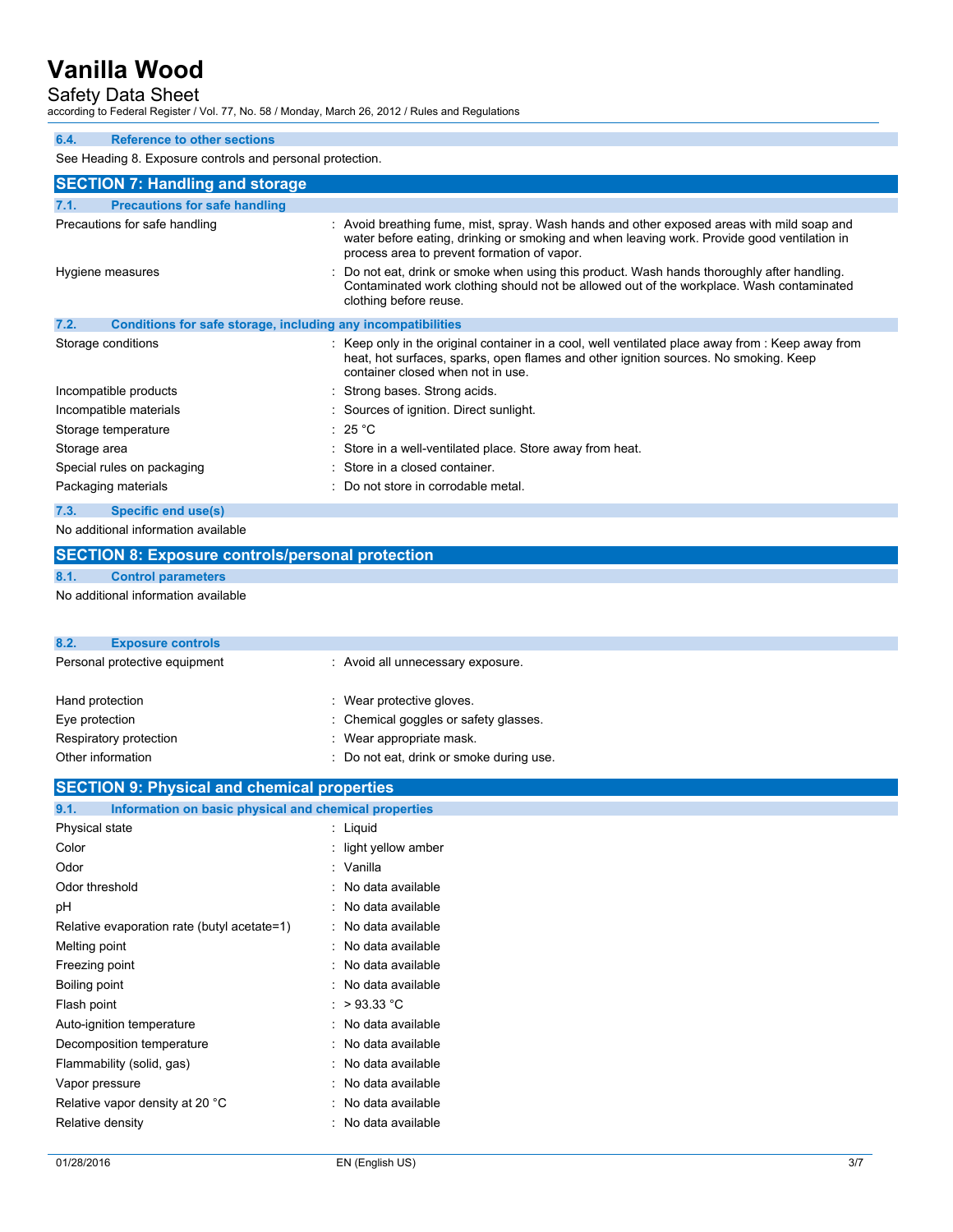### 6.4. Reference to other sections

See Heading 8. Exposure controls and personal protection.

## SECTION 7: Handling and storage

### 7.1. Precautions for safe handling

| | |
|---|---|
| Precautions for safe handling | : Avoid breathing fume, mist, spray. Wash hands and other exposed areas with mild soap and water before eating, drinking or smoking and when leaving work. Provide good ventilation in process area to prevent formation of vapor. |
| Hygiene measures | : Do not eat, drink or smoke when using this product. Wash hands thoroughly after handling. Contaminated work clothing should not be allowed out of the workplace. Wash contaminated clothing before reuse. |

### 7.2. Conditions for safe storage, including any incompatibilities

| | |
|---|---|
| Storage conditions | : Keep only in the original container in a cool, well ventilated place away from : Keep away from heat, hot surfaces, sparks, open flames and other ignition sources. No smoking. Keep container closed when not in use. |
| Incompatible products | : Strong bases. Strong acids. |
| Incompatible materials | : Sources of ignition. Direct sunlight. |
| Storage temperature | : 25 °C |
| Storage area | : Store in a well-ventilated place. Store away from heat. |
| Special rules on packaging | : Store in a closed container. |
| Packaging materials | : Do not store in corrodable metal. |

### 7.3. Specific end use(s)

No additional information available

## SECTION 8: Exposure controls/personal protection

### 8.1. Control parameters

No additional information available

### 8.2. Exposure controls

| | |
|---|---|
| Personal protective equipment | : Avoid all unnecessary exposure. |
| Hand protection | : Wear protective gloves. |
| Eye protection | : Chemical goggles or safety glasses. |
| Respiratory protection | : Wear appropriate mask. |
| Other information | : Do not eat, drink or smoke during use. |

## SECTION 9: Physical and chemical properties

### 9.1. Information on basic physical and chemical properties

| | |
|---|---|
| Physical state | : Liquid |
| Color | : light yellow amber |
| Odor | : Vanilla |
| Odor threshold | : No data available |
| pH | : No data available |
| Relative evaporation rate (butyl acetate=1) | : No data available |
| Melting point | : No data available |
| Freezing point | : No data available |
| Boiling point | : No data available |
| Flash point | : > 93.33 °C |
| Auto-ignition temperature | : No data available |
| Decomposition temperature | : No data available |
| Flammability (solid, gas) | : No data available |
| Vapor pressure | : No data available |
| Relative vapor density at 20 °C | : No data available |
| Relative density | : No data available |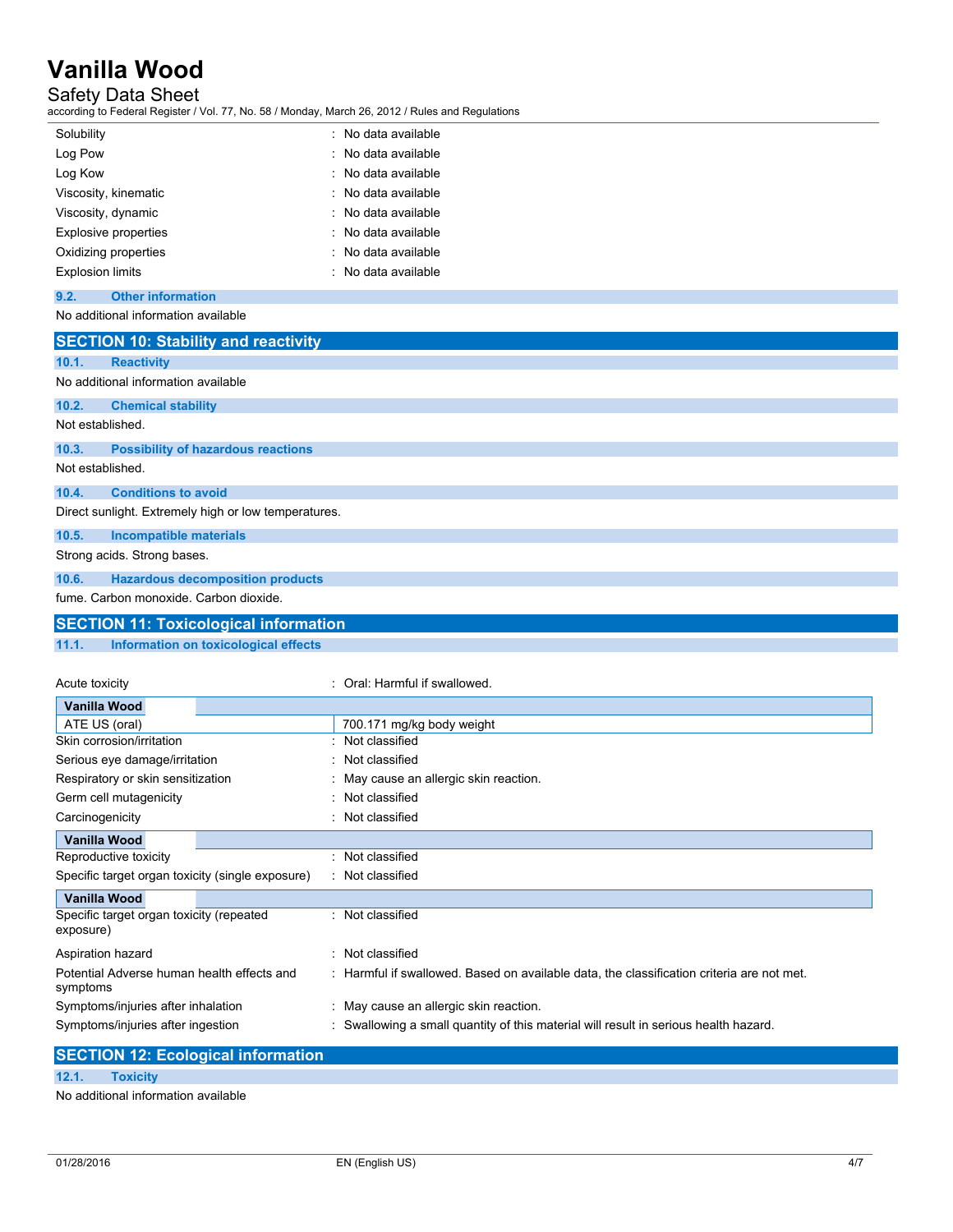| | |
|---|---|
| Solubility | : No data available |
| Log Pow | : No data available |
| Log Kow | : No data available |
| Viscosity, kinematic | : No data available |
| Viscosity, dynamic | : No data available |
| Explosive properties | : No data available |
| Oxidizing properties | : No data available |
| Explosion limits | : No data available |

### 9.2. Other information

No additional information available

## SECTION 10: Stability and reactivity

### 10.1. Reactivity

No additional information available

### 10.2. Chemical stability

Not established.

### 10.3. Possibility of hazardous reactions

Not established.

### 10.4. Conditions to avoid

Direct sunlight. Extremely high or low temperatures.

### 10.5. Incompatible materials

Strong acids. Strong bases.

### 10.6. Hazardous decomposition products

fume. Carbon monoxide. Carbon dioxide.

## SECTION 11: Toxicological information

### 11.1. Information on toxicological effects

Acute toxicity : Oral: Harmful if swallowed.

| **Vanilla Wood** | |
|---|---|
| ATE US (oral) | 700.171 mg/kg body weight |

| | |
|---|---|
| Skin corrosion/irritation | : Not classified |
| Serious eye damage/irritation | : Not classified |
| Respiratory or skin sensitization | : May cause an allergic skin reaction. |
| Germ cell mutagenicity | : Not classified |
| Carcinogenicity | : Not classified |

**Vanilla Wood**

| | |
|---|---|
| Reproductive toxicity | : Not classified |
| Specific target organ toxicity (single exposure) | : Not classified |

**Vanilla Wood**

| | |
|---|---|
| Specific target organ toxicity (repeated exposure) | : Not classified |
| Aspiration hazard | : Not classified |
| Potential Adverse human health effects and symptoms | : Harmful if swallowed. Based on available data, the classification criteria are not met. |
| Symptoms/injuries after inhalation | : May cause an allergic skin reaction. |
| Symptoms/injuries after ingestion | : Swallowing a small quantity of this material will result in serious health hazard. |

## SECTION 12: Ecological information

### 12.1. Toxicity

No additional information available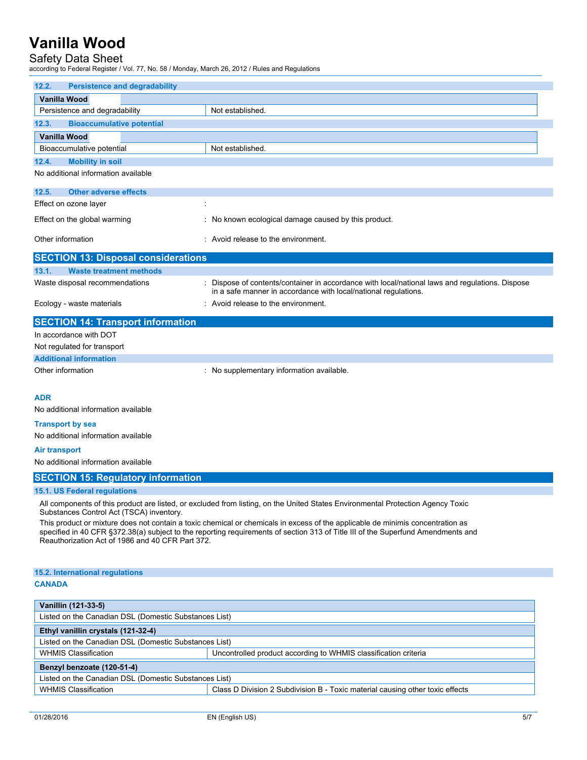### 12.2. Persistence and degradability

| Vanilla Wood | |
|---|---|
| Persistence and degradability | Not established. |

### 12.3. Bioaccumulative potential

| Vanilla Wood | |
|---|---|
| Bioaccumulative potential | Not established. |

### 12.4. Mobility in soil

No additional information available

### 12.5. Other adverse effects

Effect on ozone layer :

Effect on the global warming : No known ecological damage caused by this product.

Other information : Avoid release to the environment.

## SECTION 13: Disposal considerations

### 13.1. Waste treatment methods

Waste disposal recommendations : Dispose of contents/container in accordance with local/national laws and regulations. Dispose in a safe manner in accordance with local/national regulations.

Ecology - waste materials : Avoid release to the environment.

## SECTION 14: Transport information

In accordance with DOT

Not regulated for transport

### Additional information

Other information : No supplementary information available.

**ADR**

No additional information available

**Transport by sea**

No additional information available

**Air transport**

No additional information available

## SECTION 15: Regulatory information

### 15.1. US Federal regulations

All components of this product are listed, or excluded from listing, on the United States Environmental Protection Agency Toxic Substances Control Act (TSCA) inventory.

This product or mixture does not contain a toxic chemical or chemicals in excess of the applicable de minimis concentration as specified in 40 CFR §372.38(a) subject to the reporting requirements of section 313 of Title III of the Superfund Amendments and Reauthorization Act of 1986 and 40 CFR Part 372.

### 15.2. International regulations

**CANADA**

| Vanillin (121-33-5) | |
|---|---|
| Listed on the Canadian DSL (Domestic Substances List) | |

| Ethyl vanillin crystals (121-32-4) | |
|---|---|
| Listed on the Canadian DSL (Domestic Substances List) | |
| WHMIS Classification | Uncontrolled product according to WHMIS classification criteria |

| Benzyl benzoate (120-51-4) | |
|---|---|
| Listed on the Canadian DSL (Domestic Substances List) | |
| WHMIS Classification | Class D Division 2 Subdivision B - Toxic material causing other toxic effects |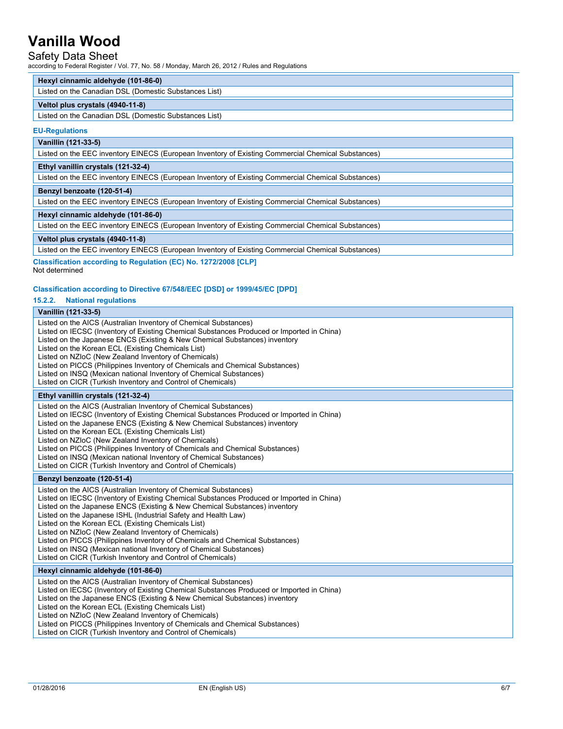| Hexyl cinnamic aldehyde (101-86-0) |
|---|
| Listed on the Canadian DSL (Domestic Substances List) |

| Veltol plus crystals (4940-11-8) |
|---|
| Listed on the Canadian DSL (Domestic Substances List) |

**EU-Regulations**

| Vanillin (121-33-5) |
|---|
| Listed on the EEC inventory EINECS (European Inventory of Existing Commercial Chemical Substances) |

| Ethyl vanillin crystals (121-32-4) |
|---|
| Listed on the EEC inventory EINECS (European Inventory of Existing Commercial Chemical Substances) |

| Benzyl benzoate (120-51-4) |
|---|
| Listed on the EEC inventory EINECS (European Inventory of Existing Commercial Chemical Substances) |

| Hexyl cinnamic aldehyde (101-86-0) |
|---|
| Listed on the EEC inventory EINECS (European Inventory of Existing Commercial Chemical Substances) |

| Veltol plus crystals (4940-11-8) |
|---|
| Listed on the EEC inventory EINECS (European Inventory of Existing Commercial Chemical Substances) |

**Classification according to Regulation (EC) No. 1272/2008 [CLP]**

Not determined

**Classification according to Directive 67/548/EEC [DSD] or 1999/45/EC [DPD]**

### 15.2.2. National regulations

| Vanillin (121-33-5) |
|---|
| Listed on the AICS (Australian Inventory of Chemical Substances)<br>Listed on IECSC (Inventory of Existing Chemical Substances Produced or Imported in China)<br>Listed on the Japanese ENCS (Existing & New Chemical Substances) inventory<br>Listed on the Korean ECL (Existing Chemicals List)<br>Listed on NZIoC (New Zealand Inventory of Chemicals)<br>Listed on PICCS (Philippines Inventory of Chemicals and Chemical Substances)<br>Listed on INSQ (Mexican national Inventory of Chemical Substances)<br>Listed on CICR (Turkish Inventory and Control of Chemicals) |

| Ethyl vanillin crystals (121-32-4) |
|---|
| Listed on the AICS (Australian Inventory of Chemical Substances)<br>Listed on IECSC (Inventory of Existing Chemical Substances Produced or Imported in China)<br>Listed on the Japanese ENCS (Existing & New Chemical Substances) inventory<br>Listed on the Korean ECL (Existing Chemicals List)<br>Listed on NZIoC (New Zealand Inventory of Chemicals)<br>Listed on PICCS (Philippines Inventory of Chemicals and Chemical Substances)<br>Listed on INSQ (Mexican national Inventory of Chemical Substances)<br>Listed on CICR (Turkish Inventory and Control of Chemicals) |

| Benzyl benzoate (120-51-4) |
|---|
| Listed on the AICS (Australian Inventory of Chemical Substances)<br>Listed on IECSC (Inventory of Existing Chemical Substances Produced or Imported in China)<br>Listed on the Japanese ENCS (Existing & New Chemical Substances) inventory<br>Listed on the Japanese ISHL (Industrial Safety and Health Law)<br>Listed on the Korean ECL (Existing Chemicals List)<br>Listed on NZIoC (New Zealand Inventory of Chemicals)<br>Listed on PICCS (Philippines Inventory of Chemicals and Chemical Substances)<br>Listed on INSQ (Mexican national Inventory of Chemical Substances)<br>Listed on CICR (Turkish Inventory and Control of Chemicals) |

| Hexyl cinnamic aldehyde (101-86-0) |
|---|
| Listed on the AICS (Australian Inventory of Chemical Substances)<br>Listed on IECSC (Inventory of Existing Chemical Substances Produced or Imported in China)<br>Listed on the Japanese ENCS (Existing & New Chemical Substances) inventory<br>Listed on the Korean ECL (Existing Chemicals List)<br>Listed on NZIoC (New Zealand Inventory of Chemicals)<br>Listed on PICCS (Philippines Inventory of Chemicals and Chemical Substances)<br>Listed on CICR (Turkish Inventory and Control of Chemicals) |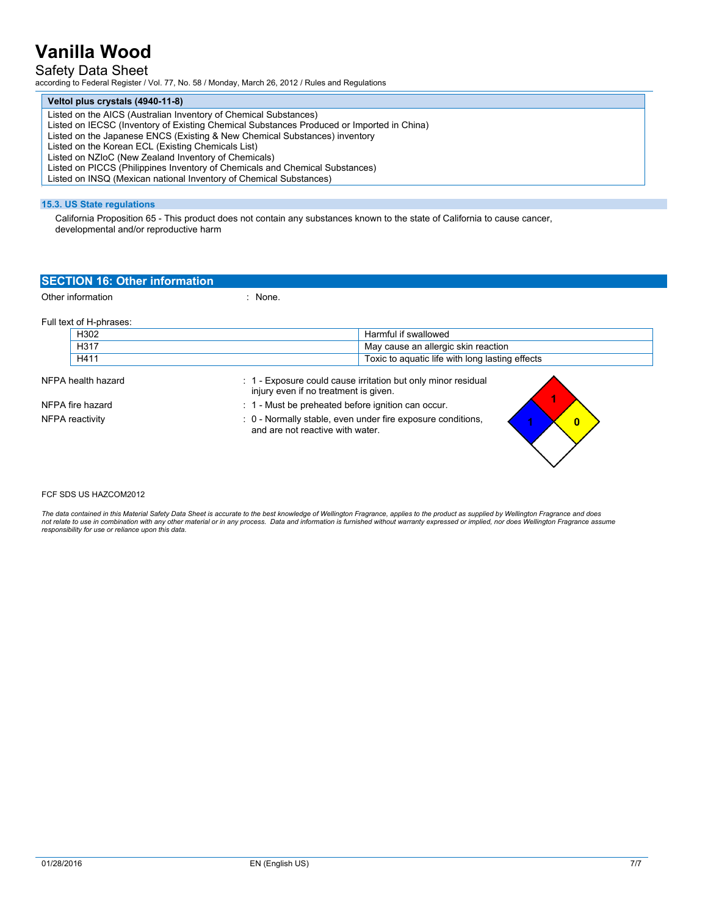| Veltol plus crystals (4940-11-8) |
| --- |
| Listed on the AICS (Australian Inventory of Chemical Substances) |
| Listed on IECSC (Inventory of Existing Chemical Substances Produced or Imported in China) |
| Listed on the Japanese ENCS (Existing & New Chemical Substances) inventory |
| Listed on the Korean ECL (Existing Chemicals List) |
| Listed on NZIoC (New Zealand Inventory of Chemicals) |
| Listed on PICCS (Philippines Inventory of Chemicals and Chemical Substances) |
| Listed on INSQ (Mexican national Inventory of Chemical Substances) |

### 15.3. US State regulations

California Proposition 65 - This product does not contain any substances known to the state of California to cause cancer, developmental and/or reproductive harm

## SECTION 16: Other information

Other information : None.

Full text of H-phrases:

| | |
| --- | --- |
| H302 | Harmful if swallowed |
| H317 | May cause an allergic skin reaction |
| H411 | Toxic to aquatic life with long lasting effects |

NFPA health hazard : 1 - Exposure could cause irritation but only minor residual injury even if no treatment is given.

NFPA fire hazard : 1 - Must be preheated before ignition can occur.

NFPA reactivity : 0 - Normally stable, even under fire exposure conditions, and are not reactive with water.

1
1
0

FCF SDS US HAZCOM2012

*The data contained in this Material Safety Data Sheet is accurate to the best knowledge of Wellington Fragrance, applies to the product as supplied by Wellington Fragrance and does not relate to use in combination with any other material or in any process. Data and information is furnished without warranty expressed or implied, nor does Wellington Fragrance assume responsibility for use or reliance upon this data.*